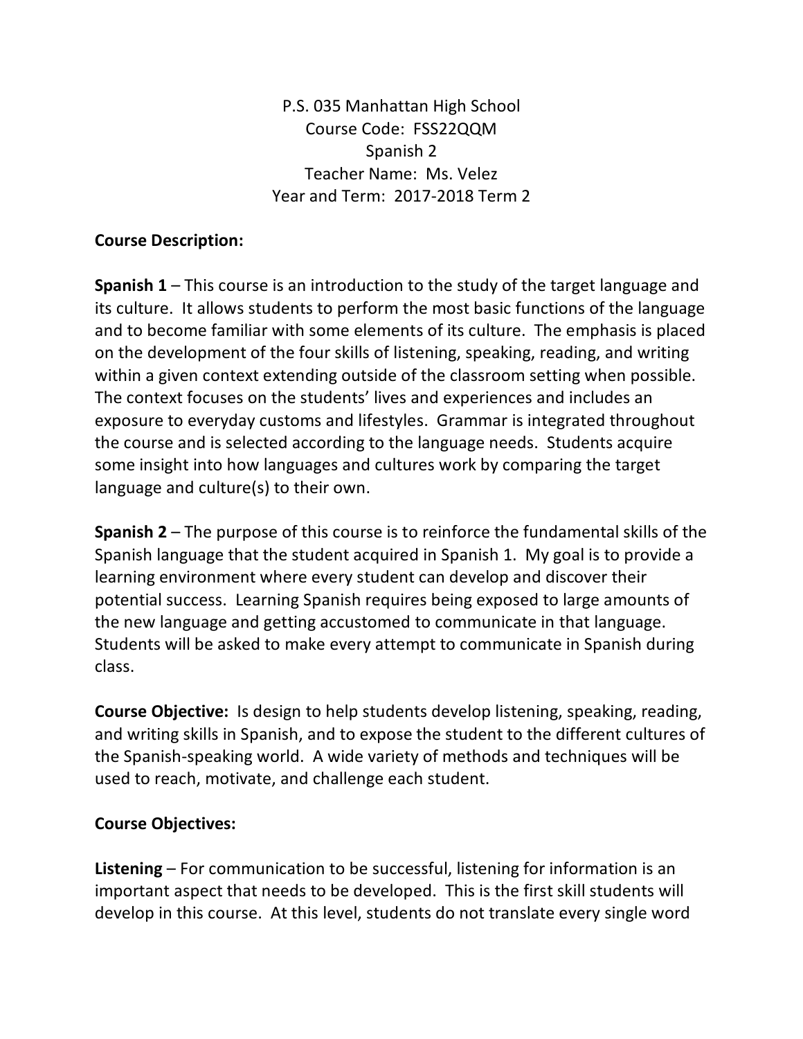P.S. 035 Manhattan High School
Course Code: FSS22QQM
Spanish 2
Teacher Name: Ms. Velez
Year and Term: 2017-2018 Term 2

**Course Description:**

**Spanish 1** – This course is an introduction to the study of the target language and its culture. It allows students to perform the most basic functions of the language and to become familiar with some elements of its culture. The emphasis is placed on the development of the four skills of listening, speaking, reading, and writing within a given context extending outside of the classroom setting when possible. The context focuses on the students' lives and experiences and includes an exposure to everyday customs and lifestyles. Grammar is integrated throughout the course and is selected according to the language needs. Students acquire some insight into how languages and cultures work by comparing the target language and culture(s) to their own.

**Spanish 2** – The purpose of this course is to reinforce the fundamental skills of the Spanish language that the student acquired in Spanish 1. My goal is to provide a learning environment where every student can develop and discover their potential success. Learning Spanish requires being exposed to large amounts of the new language and getting accustomed to communicate in that language. Students will be asked to make every attempt to communicate in Spanish during class.

**Course Objective:** Is design to help students develop listening, speaking, reading, and writing skills in Spanish, and to expose the student to the different cultures of the Spanish-speaking world. A wide variety of methods and techniques will be used to reach, motivate, and challenge each student.

**Course Objectives:**

**Listening** – For communication to be successful, listening for information is an important aspect that needs to be developed. This is the first skill students will develop in this course. At this level, students do not translate every single word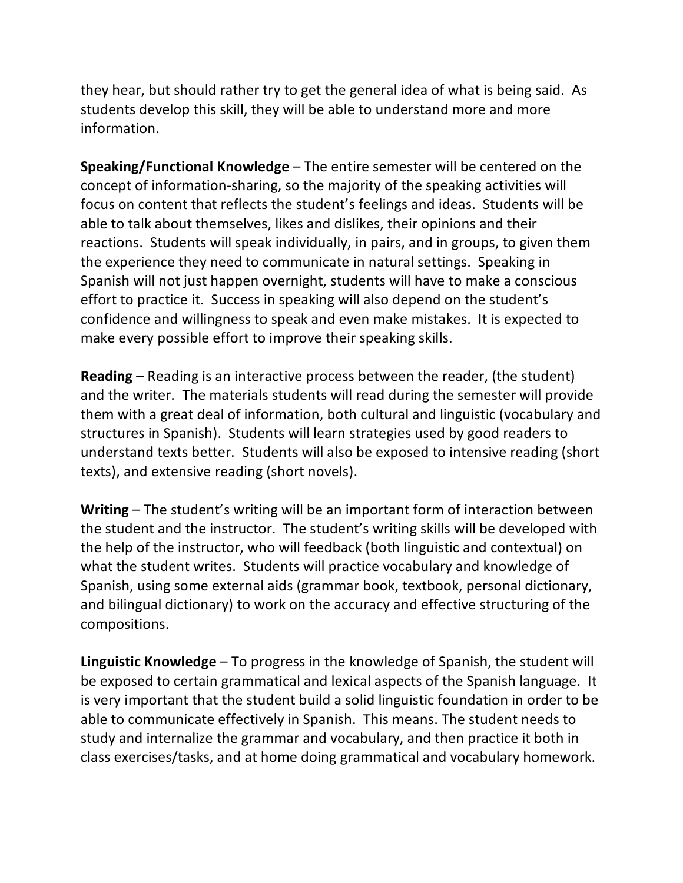they hear, but should rather try to get the general idea of what is being said. As students develop this skill, they will be able to understand more and more information.

**Speaking/Functional Knowledge** – The entire semester will be centered on the concept of information-sharing, so the majority of the speaking activities will focus on content that reflects the student's feelings and ideas. Students will be able to talk about themselves, likes and dislikes, their opinions and their reactions. Students will speak individually, in pairs, and in groups, to given them the experience they need to communicate in natural settings. Speaking in Spanish will not just happen overnight, students will have to make a conscious effort to practice it. Success in speaking will also depend on the student's confidence and willingness to speak and even make mistakes. It is expected to make every possible effort to improve their speaking skills.

**Reading** – Reading is an interactive process between the reader, (the student) and the writer. The materials students will read during the semester will provide them with a great deal of information, both cultural and linguistic (vocabulary and structures in Spanish). Students will learn strategies used by good readers to understand texts better. Students will also be exposed to intensive reading (short texts), and extensive reading (short novels).

**Writing** – The student's writing will be an important form of interaction between the student and the instructor. The student's writing skills will be developed with the help of the instructor, who will feedback (both linguistic and contextual) on what the student writes. Students will practice vocabulary and knowledge of Spanish, using some external aids (grammar book, textbook, personal dictionary, and bilingual dictionary) to work on the accuracy and effective structuring of the compositions.

**Linguistic Knowledge** – To progress in the knowledge of Spanish, the student will be exposed to certain grammatical and lexical aspects of the Spanish language. It is very important that the student build a solid linguistic foundation in order to be able to communicate effectively in Spanish. This means. The student needs to study and internalize the grammar and vocabulary, and then practice it both in class exercises/tasks, and at home doing grammatical and vocabulary homework.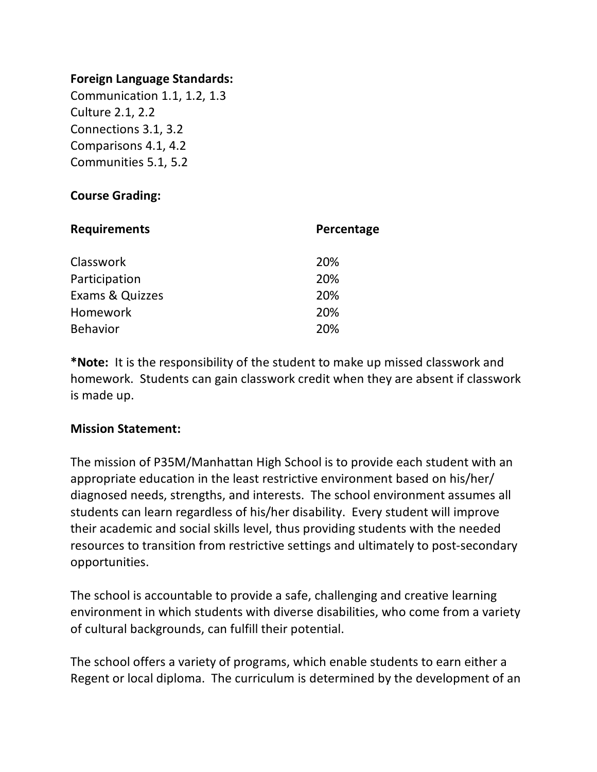**Foreign Language Standards:**
Communication 1.1, 1.2, 1.3
Culture 2.1, 2.2
Connections 3.1, 3.2
Comparisons 4.1, 4.2
Communities 5.1, 5.2

**Course Grading:**

| **Requirements** | **Percentage** |
| --- | --- |
| Classwork | 20% |
| Participation | 20% |
| Exams & Quizzes | 20% |
| Homework | 20% |
| Behavior | 20% |

***Note:** It is the responsibility of the student to make up missed classwork and homework. Students can gain classwork credit when they are absent if classwork is made up.

**Mission Statement:**

The mission of P35M/Manhattan High School is to provide each student with an appropriate education in the least restrictive environment based on his/her/ diagnosed needs, strengths, and interests. The school environment assumes all students can learn regardless of his/her disability. Every student will improve their academic and social skills level, thus providing students with the needed resources to transition from restrictive settings and ultimately to post-secondary opportunities.

The school is accountable to provide a safe, challenging and creative learning environment in which students with diverse disabilities, who come from a variety of cultural backgrounds, can fulfill their potential.

The school offers a variety of programs, which enable students to earn either a Regent or local diploma. The curriculum is determined by the development of an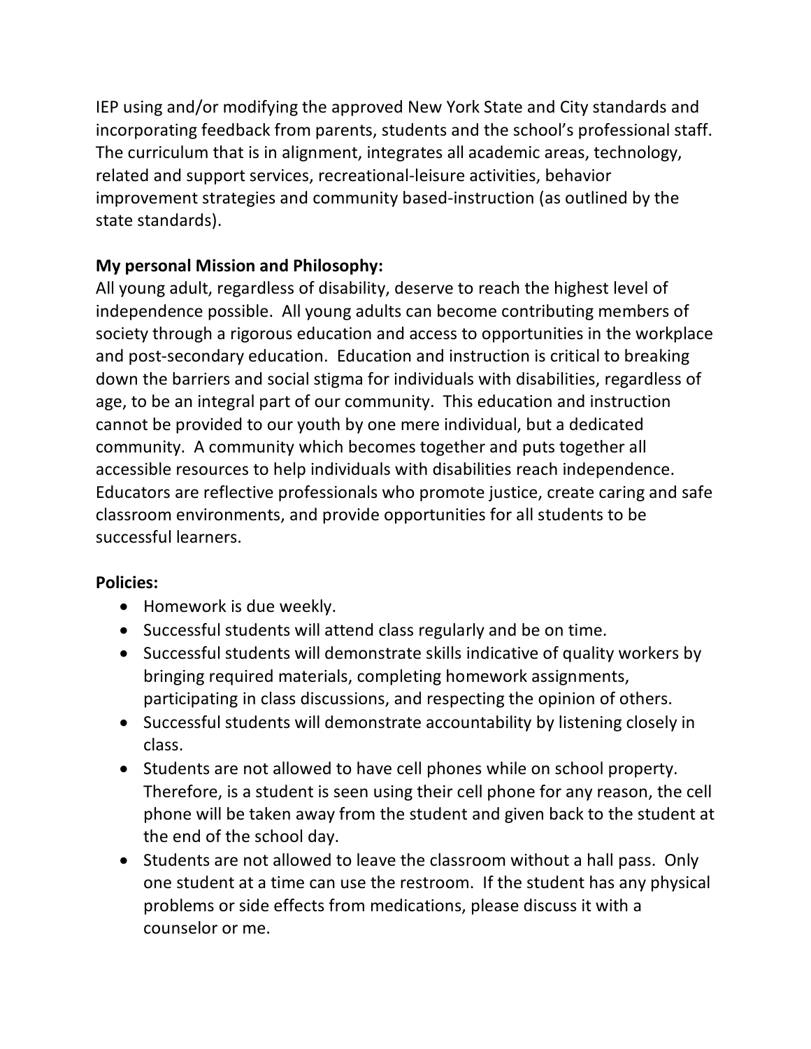IEP using and/or modifying the approved New York State and City standards and incorporating feedback from parents, students and the school's professional staff. The curriculum that is in alignment, integrates all academic areas, technology, related and support services, recreational-leisure activities, behavior improvement strategies and community based-instruction (as outlined by the state standards).

**My personal Mission and Philosophy:**

All young adult, regardless of disability, deserve to reach the highest level of independence possible. All young adults can become contributing members of society through a rigorous education and access to opportunities in the workplace and post-secondary education. Education and instruction is critical to breaking down the barriers and social stigma for individuals with disabilities, regardless of age, to be an integral part of our community. This education and instruction cannot be provided to our youth by one mere individual, but a dedicated community. A community which becomes together and puts together all accessible resources to help individuals with disabilities reach independence. Educators are reflective professionals who promote justice, create caring and safe classroom environments, and provide opportunities for all students to be successful learners.

**Policies:**

- Homework is due weekly.
- Successful students will attend class regularly and be on time.
- Successful students will demonstrate skills indicative of quality workers by bringing required materials, completing homework assignments, participating in class discussions, and respecting the opinion of others.
- Successful students will demonstrate accountability by listening closely in class.
- Students are not allowed to have cell phones while on school property. Therefore, is a student is seen using their cell phone for any reason, the cell phone will be taken away from the student and given back to the student at the end of the school day.
- Students are not allowed to leave the classroom without a hall pass. Only one student at a time can use the restroom. If the student has any physical problems or side effects from medications, please discuss it with a counselor or me.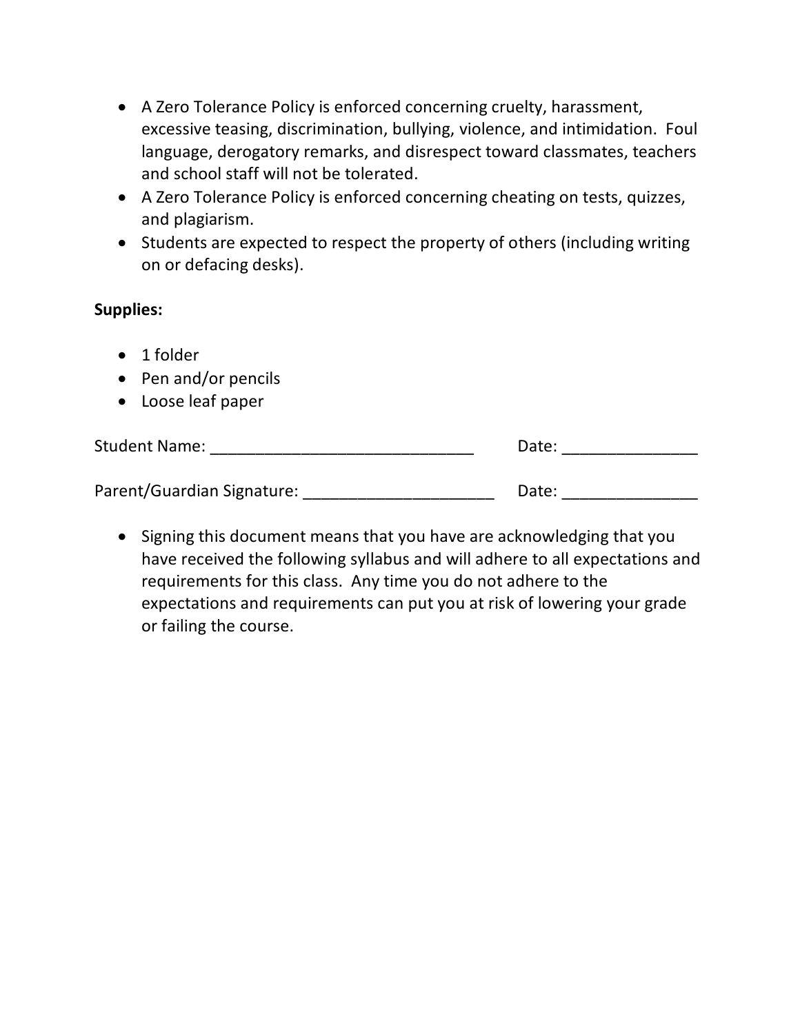- A Zero Tolerance Policy is enforced concerning cruelty, harassment, excessive teasing, discrimination, bullying, violence, and intimidation. Foul language, derogatory remarks, and disrespect toward classmates, teachers and school staff will not be tolerated.
- A Zero Tolerance Policy is enforced concerning cheating on tests, quizzes, and plagiarism.
- Students are expected to respect the property of others (including writing on or defacing desks).

**Supplies:**

- 1 folder
- Pen and/or pencils
- Loose leaf paper

Student Name: _____________________________ Date: _______________

Parent/Guardian Signature: _____________________ Date: _______________

- Signing this document means that you have are acknowledging that you have received the following syllabus and will adhere to all expectations and requirements for this class. Any time you do not adhere to the expectations and requirements can put you at risk of lowering your grade or failing the course.